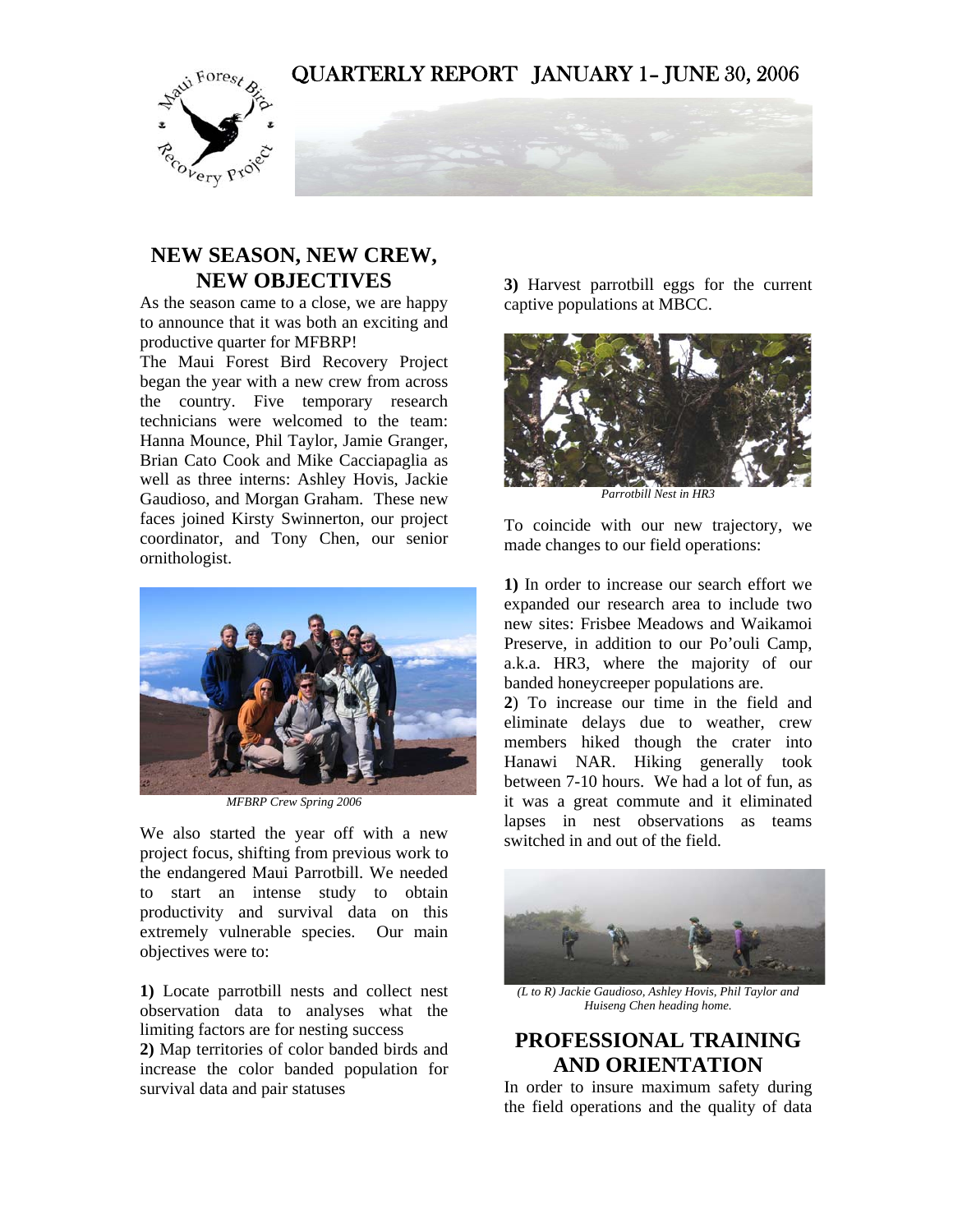# QUARTERLY REPORT JANUARY 1– JUNE 30, 2006

## NEW SEASON, NEW CREW, NEW OBJECTIVES

As the season came to a close, we are happy to announce that it was both an exciting and productive quarter for MFBRP!

The Maui Forest Bird Recovery Project began the year with a new crew from across the country. Five temporary research technicians were welcomed to the team: Hanna Mounce, Phil Taylor, Jamie Granger, Brian Cato Cook and Mike Cacciapaglia as well as three interns: Ashley Hovis, Jackie Gaudioso, and Morgan Graham. These new faces joined Kirsty Swinnerton, our project coordinator, and Tony Chen, our senior ornithologist.

*MFBRP Crew Spring 2006*

We also started the year off with a new project focus, shifting from previous work to the endangered Maui Parrotbill. We needed to start an intense study to obtain productivity and survival data on this extremely vulnerable species. Our main objectives were to:

**1)** Locate parrotbill nests and collect nest observation data to analyses what the limiting factors are for nesting success

**2)** Map territories of color banded birds and increase the color banded population for survival data and pair statuses

**3)** Harvest parrotbill eggs for the current captive populations at MBCC.

*Parrotbill Nest in HR3*

To coincide with our new trajectory, we made changes to our field operations:

**1)** In order to increase our search effort we expanded our research area to include two new sites: Frisbee Meadows and Waikamoi Preserve, in addition to our Po'ouli Camp, a.k.a. HR3, where the majority of our banded honeycreeper populations are.

**2**) To increase our time in the field and eliminate delays due to weather, crew members hiked though the crater into Hanawi NAR. Hiking generally took between 7-10 hours. We had a lot of fun, as it was a great commute and it eliminated lapses in nest observations as teams switched in and out of the field.

*(L to R) Jackie Gaudioso, Ashley Hovis, Phil Taylor and Huiseng Chen heading home.*

## PROFESSIONAL TRAINING AND ORIENTATION

In order to insure maximum safety during the field operations and the quality of data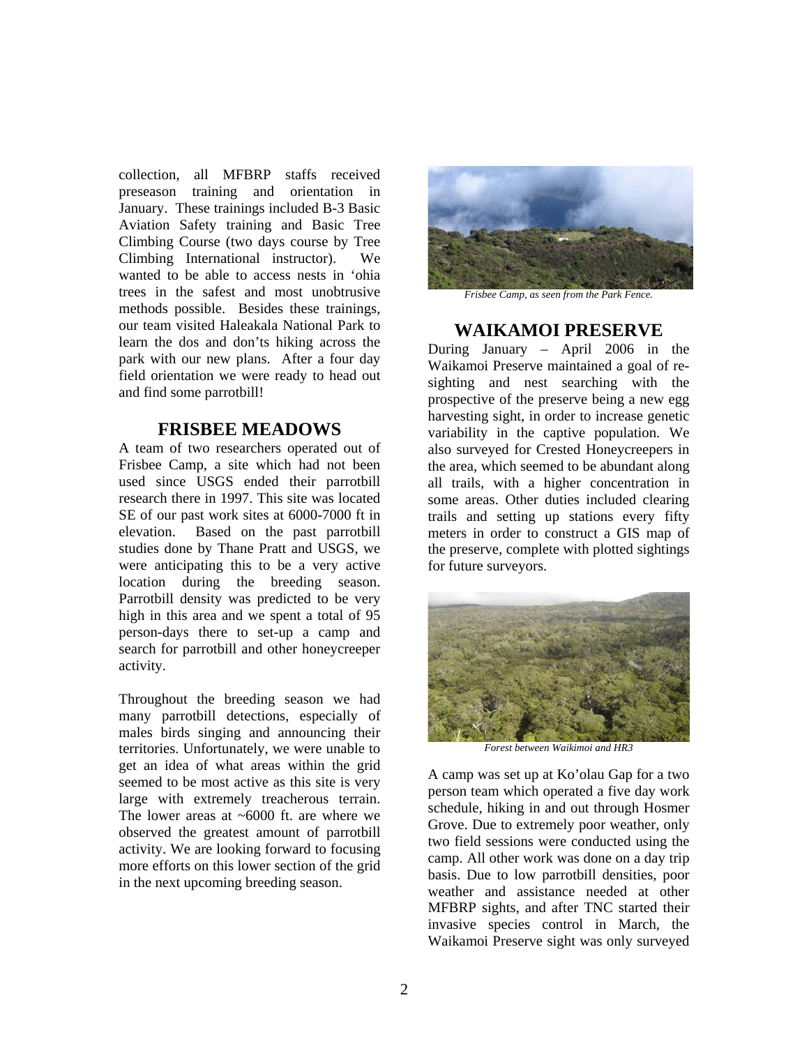collection, all MFBRP staffs received preseason training and orientation in January. These trainings included B-3 Basic Aviation Safety training and Basic Tree Climbing Course (two days course by Tree Climbing International instructor). We wanted to be able to access nests in 'ohia trees in the safest and most unobtrusive methods possible. Besides these trainings, our team visited Haleakala National Park to learn the dos and don'ts hiking across the park with our new plans. After a four day field orientation we were ready to head out and find some parrotbill!

## FRISBEE MEADOWS

A team of two researchers operated out of Frisbee Camp, a site which had not been used since USGS ended their parrotbill research there in 1997. This site was located SE of our past work sites at 6000-7000 ft in elevation. Based on the past parrotbill studies done by Thane Pratt and USGS, we were anticipating this to be a very active location during the breeding season. Parrotbill density was predicted to be very high in this area and we spent a total of 95 person-days there to set-up a camp and search for parrotbill and other honeycreeper activity.

Throughout the breeding season we had many parrotbill detections, especially of males birds singing and announcing their territories. Unfortunately, we were unable to get an idea of what areas within the grid seemed to be most active as this site is very large with extremely treacherous terrain. The lower areas at ~6000 ft. are where we observed the greatest amount of parrotbill activity. We are looking forward to focusing more efforts on this lower section of the grid in the next upcoming breeding season.

*Frisbee Camp, as seen from the Park Fence.*

## WAIKAMOI PRESERVE

During January – April 2006 in the Waikamoi Preserve maintained a goal of re-sighting and nest searching with the prospective of the preserve being a new egg harvesting sight, in order to increase genetic variability in the captive population. We also surveyed for Crested Honeycreepers in the area, which seemed to be abundant along all trails, with a higher concentration in some areas. Other duties included clearing trails and setting up stations every fifty meters in order to construct a GIS map of the preserve, complete with plotted sightings for future surveyors.

*Forest between Waikimoi and HR3*

A camp was set up at Ko'olau Gap for a two person team which operated a five day work schedule, hiking in and out through Hosmer Grove. Due to extremely poor weather, only two field sessions were conducted using the camp. All other work was done on a day trip basis. Due to low parrotbill densities, poor weather and assistance needed at other MFBRP sights, and after TNC started their invasive species control in March, the Waikamoi Preserve sight was only surveyed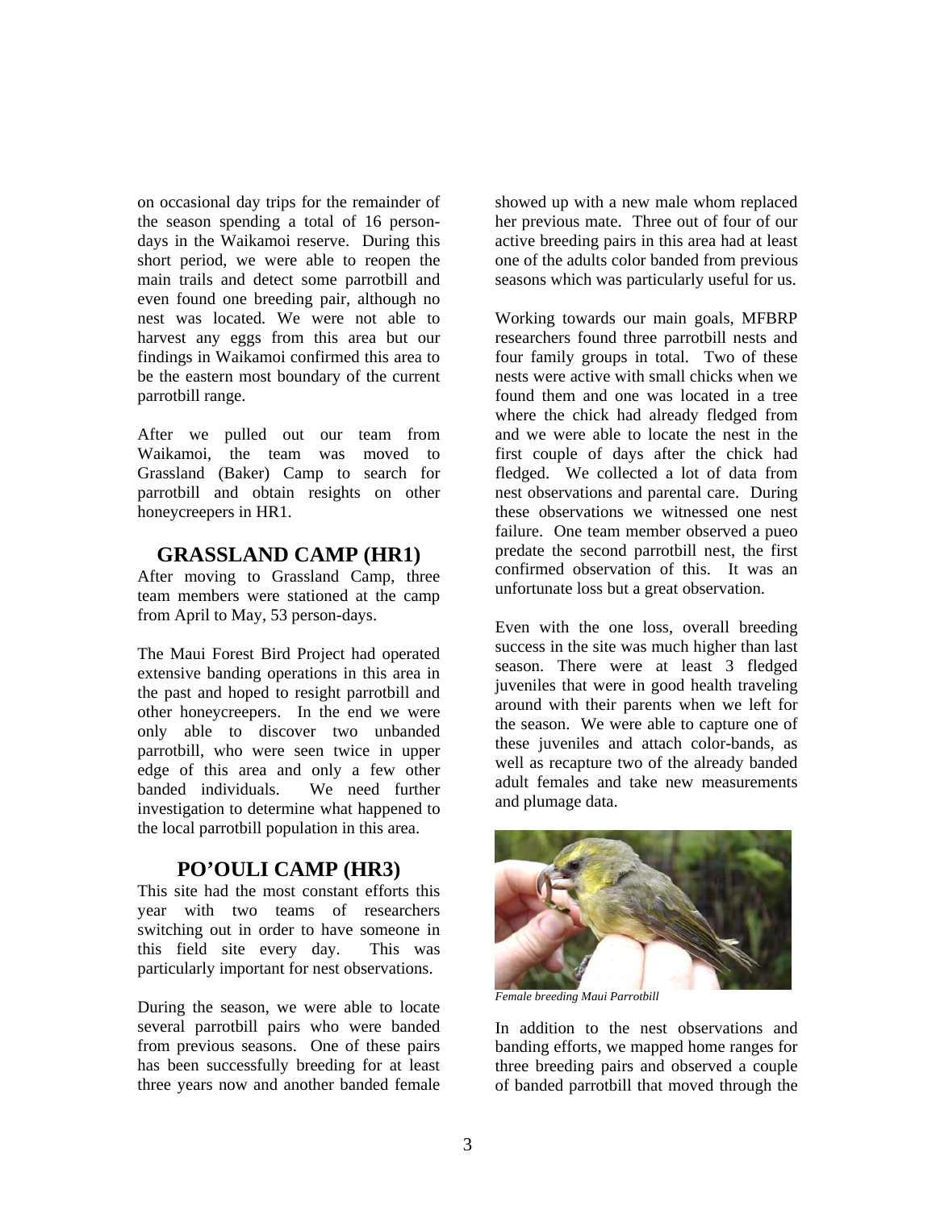on occasional day trips for the remainder of the season spending a total of 16 person-days in the Waikamoi reserve. During this short period, we were able to reopen the main trails and detect some parrotbill and even found one breeding pair, although no nest was located. We were not able to harvest any eggs from this area but our findings in Waikamoi confirmed this area to be the eastern most boundary of the current parrotbill range.

After we pulled out our team from Waikamoi, the team was moved to Grassland (Baker) Camp to search for parrotbill and obtain resights on other honeycreepers in HR1.

## GRASSLAND CAMP (HR1)

After moving to Grassland Camp, three team members were stationed at the camp from April to May, 53 person-days.

The Maui Forest Bird Project had operated extensive banding operations in this area in the past and hoped to resight parrotbill and other honeycreepers. In the end we were only able to discover two unbanded parrotbill, who were seen twice in upper edge of this area and only a few other banded individuals. We need further investigation to determine what happened to the local parrotbill population in this area.

## PO'OULI CAMP (HR3)

This site had the most constant efforts this year with two teams of researchers switching out in order to have someone in this field site every day. This was particularly important for nest observations.

During the season, we were able to locate several parrotbill pairs who were banded from previous seasons. One of these pairs has been successfully breeding for at least three years now and another banded female showed up with a new male whom replaced her previous mate. Three out of four of our active breeding pairs in this area had at least one of the adults color banded from previous seasons which was particularly useful for us.

Working towards our main goals, MFBRP researchers found three parrotbill nests and four family groups in total. Two of these nests were active with small chicks when we found them and one was located in a tree where the chick had already fledged from and we were able to locate the nest in the first couple of days after the chick had fledged. We collected a lot of data from nest observations and parental care. During these observations we witnessed one nest failure. One team member observed a pueo predate the second parrotbill nest, the first confirmed observation of this. It was an unfortunate loss but a great observation.

Even with the one loss, overall breeding success in the site was much higher than last season. There were at least 3 fledged juveniles that were in good health traveling around with their parents when we left for the season. We were able to capture one of these juveniles and attach color-bands, as well as recapture two of the already banded adult females and take new measurements and plumage data.

*Female breeding Maui Parrotbill*

In addition to the nest observations and banding efforts, we mapped home ranges for three breeding pairs and observed a couple of banded parrotbill that moved through the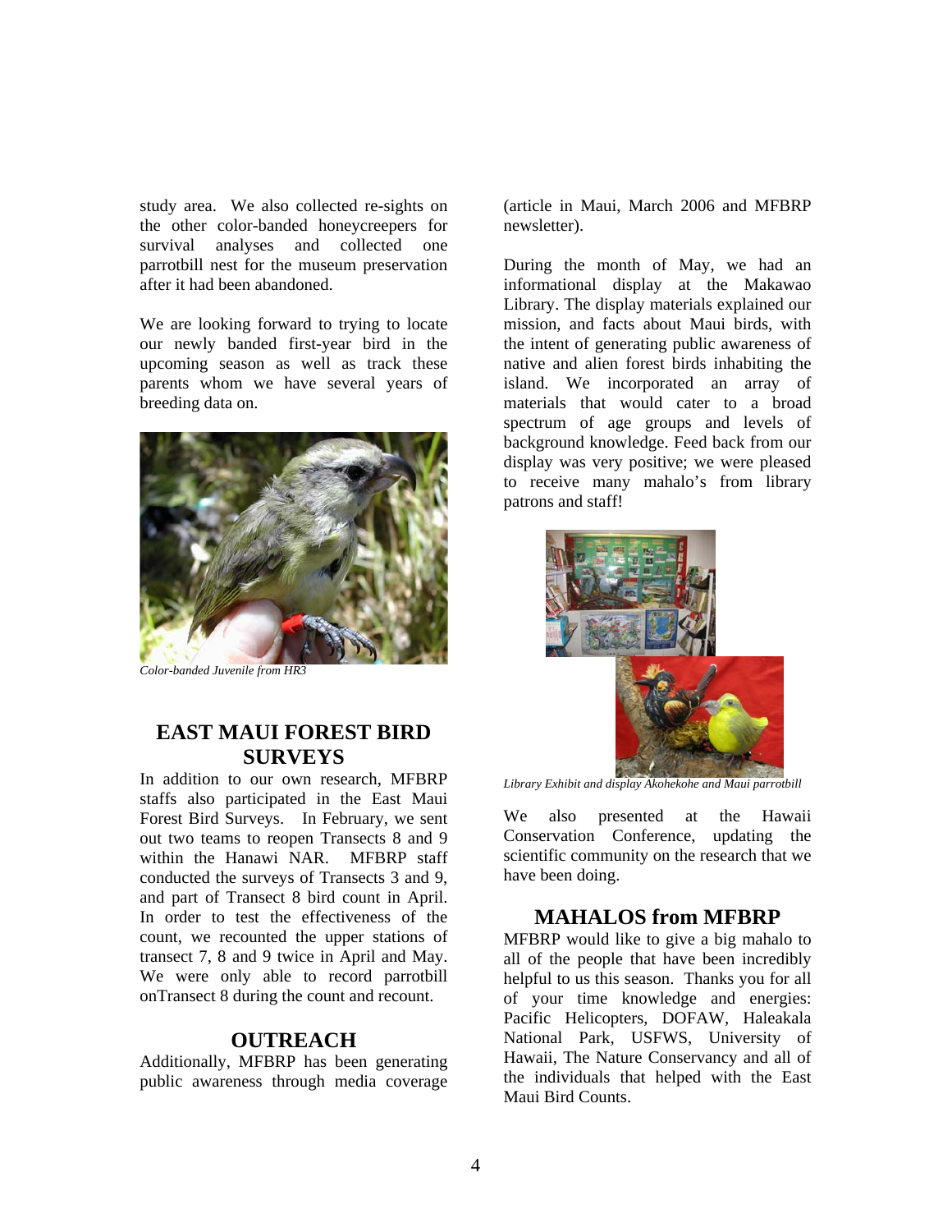study area. We also collected re-sights on the other color-banded honeycreepers for survival analyses and collected one parrotbill nest for the museum preservation after it had been abandoned.

We are looking forward to trying to locate our newly banded first-year bird in the upcoming season as well as track these parents whom we have several years of breeding data on.

*Color-banded Juvenile from HR3*

## EAST MAUI FOREST BIRD SURVEYS

In addition to our own research, MFBRP staffs also participated in the East Maui Forest Bird Surveys. In February, we sent out two teams to reopen Transects 8 and 9 within the Hanawi NAR. MFBRP staff conducted the surveys of Transects 3 and 9, and part of Transect 8 bird count in April. In order to test the effectiveness of the count, we recounted the upper stations of transect 7, 8 and 9 twice in April and May. We were only able to record parrotbill onTransect 8 during the count and recount.

## OUTREACH

Additionally, MFBRP has been generating public awareness through media coverage (article in Maui, March 2006 and MFBRP newsletter).

During the month of May, we had an informational display at the Makawao Library. The display materials explained our mission, and facts about Maui birds, with the intent of generating public awareness of native and alien forest birds inhabiting the island. We incorporated an array of materials that would cater to a broad spectrum of age groups and levels of background knowledge. Feed back from our display was very positive; we were pleased to receive many mahalo's from library patrons and staff!

*Library Exhibit and display Akohekohe and Maui parrotbill*

We also presented at the Hawaii Conservation Conference, updating the scientific community on the research that we have been doing.

## MAHALOS from MFBRP

MFBRP would like to give a big mahalo to all of the people that have been incredibly helpful to us this season. Thanks you for all of your time knowledge and energies: Pacific Helicopters, DOFAW, Haleakala National Park, USFWS, University of Hawaii, The Nature Conservancy and all of the individuals that helped with the East Maui Bird Counts.